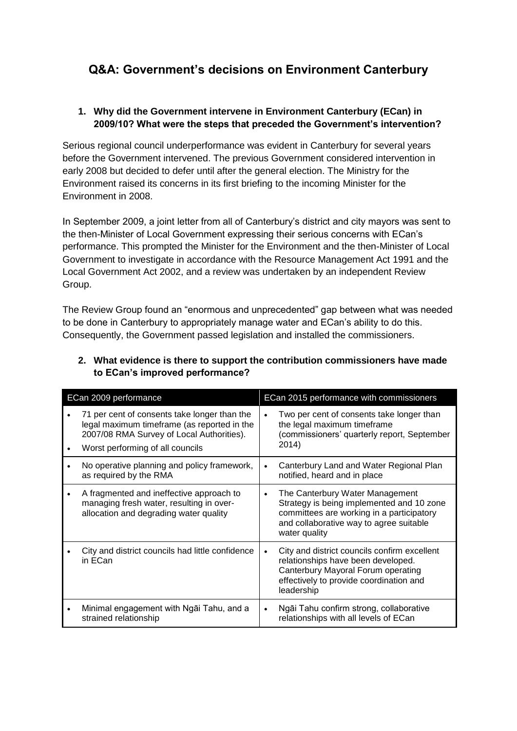# Q&A: Government's decisions on Environment Canterbury

**1. Why did the Government intervene in Environment Canterbury (ECan) in 2009/10? What were the steps that preceded the Government's intervention?**

Serious regional council underperformance was evident in Canterbury for several years before the Government intervened. The previous Government considered intervention in early 2008 but decided to defer until after the general election. The Ministry for the Environment raised its concerns in its first briefing to the incoming Minister for the Environment in 2008.

In September 2009, a joint letter from all of Canterbury's district and city mayors was sent to the then-Minister of Local Government expressing their serious concerns with ECan's performance. This prompted the Minister for the Environment and the then-Minister of Local Government to investigate in accordance with the Resource Management Act 1991 and the Local Government Act 2002, and a review was undertaken by an independent Review Group.

The Review Group found an "enormous and unprecedented" gap between what was needed to be done in Canterbury to appropriately manage water and ECan's ability to do this. Consequently, the Government passed legislation and installed the commissioners.

**2. What evidence is there to support the contribution commissioners have made to ECan's improved performance?**

| ECan 2009 performance | ECan 2015 performance with commissioners |
|---|---|
| • 71 per cent of consents take longer than the legal maximum timeframe (as reported in the 2007/08 RMA Survey of Local Authorities).<br>• Worst performing of all councils | • Two per cent of consents take longer than the legal maximum timeframe (commissioners' quarterly report, September 2014) |
| • No operative planning and policy framework, as required by the RMA | • Canterbury Land and Water Regional Plan notified, heard and in place |
| • A fragmented and ineffective approach to managing fresh water, resulting in over-allocation and degrading water quality | • The Canterbury Water Management Strategy is being implemented and 10 zone committees are working in a participatory and collaborative way to agree suitable water quality |
| • City and district councils had little confidence in ECan | • City and district councils confirm excellent relationships have been developed. Canterbury Mayoral Forum operating effectively to provide coordination and leadership |
| • Minimal engagement with Ngāi Tahu, and a strained relationship | • Ngāi Tahu confirm strong, collaborative relationships with all levels of ECan |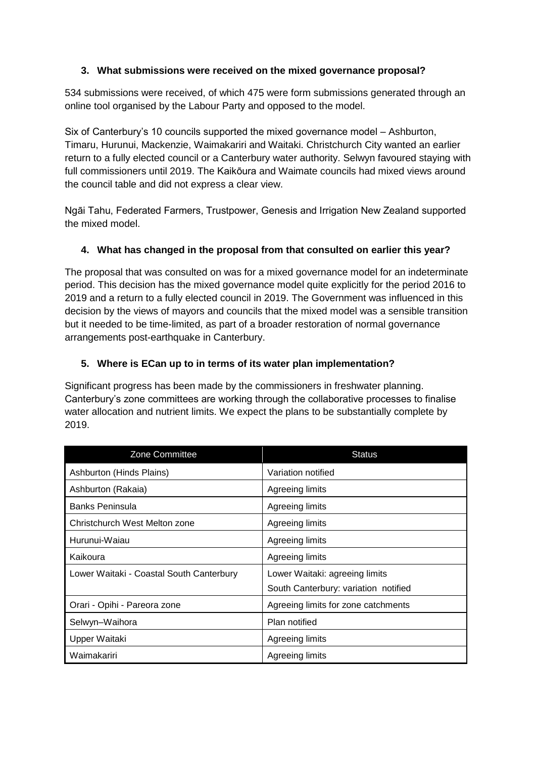### 3. What submissions were received on the mixed governance proposal?

534 submissions were received, of which 475 were form submissions generated through an online tool organised by the Labour Party and opposed to the model.

Six of Canterbury's 10 councils supported the mixed governance model – Ashburton, Timaru, Hurunui, Mackenzie, Waimakariri and Waitaki. Christchurch City wanted an earlier return to a fully elected council or a Canterbury water authority. Selwyn favoured staying with full commissioners until 2019. The Kaikōura and Waimate councils had mixed views around the council table and did not express a clear view.

Ngāi Tahu, Federated Farmers, Trustpower, Genesis and Irrigation New Zealand supported the mixed model.

### 4. What has changed in the proposal from that consulted on earlier this year?

The proposal that was consulted on was for a mixed governance model for an indeterminate period. This decision has the mixed governance model quite explicitly for the period 2016 to 2019 and a return to a fully elected council in 2019. The Government was influenced in this decision by the views of mayors and councils that the mixed model was a sensible transition but it needed to be time-limited, as part of a broader restoration of normal governance arrangements post-earthquake in Canterbury.

### 5. Where is ECan up to in terms of its water plan implementation?

Significant progress has been made by the commissioners in freshwater planning. Canterbury's zone committees are working through the collaborative processes to finalise water allocation and nutrient limits. We expect the plans to be substantially complete by 2019.

| Zone Committee | Status |
|---|---|
| Ashburton (Hinds Plains) | Variation notified |
| Ashburton (Rakaia) | Agreeing limits |
| Banks Peninsula | Agreeing limits |
| Christchurch West Melton zone | Agreeing limits |
| Hurunui-Waiau | Agreeing limits |
| Kaikoura | Agreeing limits |
| Lower Waitaki - Coastal South Canterbury | Lower Waitaki: agreeing limits<br>South Canterbury: variation notified |
| Orari - Opihi - Pareora zone | Agreeing limits for zone catchments |
| Selwyn–Waihora | Plan notified |
| Upper Waitaki | Agreeing limits |
| Waimakariri | Agreeing limits |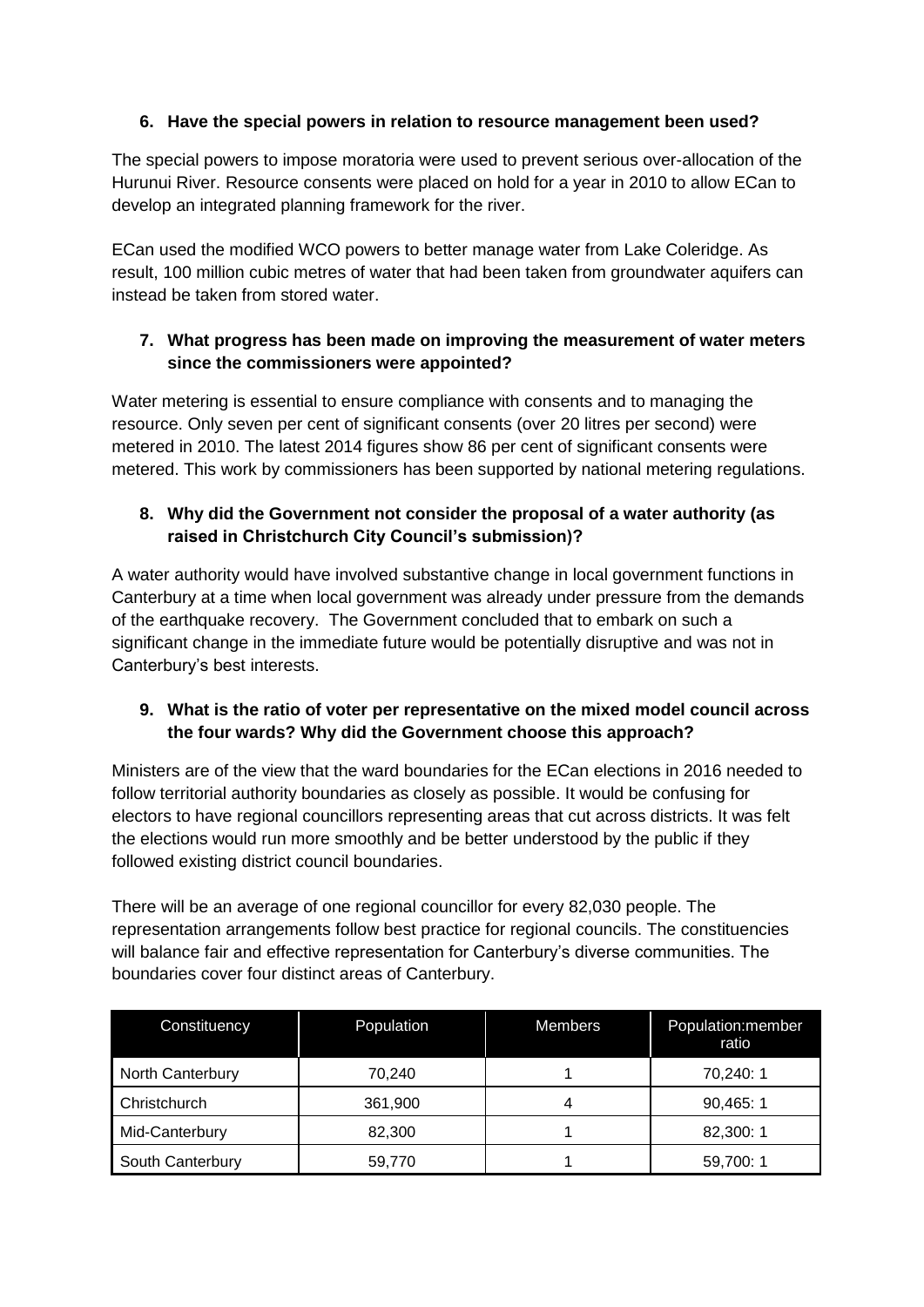**6. Have the special powers in relation to resource management been used?**

The special powers to impose moratoria were used to prevent serious over-allocation of the Hurunui River. Resource consents were placed on hold for a year in 2010 to allow ECan to develop an integrated planning framework for the river.

ECan used the modified WCO powers to better manage water from Lake Coleridge. As result, 100 million cubic metres of water that had been taken from groundwater aquifers can instead be taken from stored water.

**7. What progress has been made on improving the measurement of water meters since the commissioners were appointed?**

Water metering is essential to ensure compliance with consents and to managing the resource. Only seven per cent of significant consents (over 20 litres per second) were metered in 2010. The latest 2014 figures show 86 per cent of significant consents were metered. This work by commissioners has been supported by national metering regulations.

**8. Why did the Government not consider the proposal of a water authority (as raised in Christchurch City Council's submission)?**

A water authority would have involved substantive change in local government functions in Canterbury at a time when local government was already under pressure from the demands of the earthquake recovery. The Government concluded that to embark on such a significant change in the immediate future would be potentially disruptive and was not in Canterbury's best interests.

**9. What is the ratio of voter per representative on the mixed model council across the four wards? Why did the Government choose this approach?**

Ministers are of the view that the ward boundaries for the ECan elections in 2016 needed to follow territorial authority boundaries as closely as possible. It would be confusing for electors to have regional councillors representing areas that cut across districts. It was felt the elections would run more smoothly and be better understood by the public if they followed existing district council boundaries.

There will be an average of one regional councillor for every 82,030 people. The representation arrangements follow best practice for regional councils. The constituencies will balance fair and effective representation for Canterbury's diverse communities. The boundaries cover four distinct areas of Canterbury.

| Constituency | Population | Members | Population:member ratio |
|---|---|---|---|
| North Canterbury | 70,240 | 1 | 70,240: 1 |
| Christchurch | 361,900 | 4 | 90,465: 1 |
| Mid-Canterbury | 82,300 | 1 | 82,300: 1 |
| South Canterbury | 59,770 | 1 | 59,700: 1 |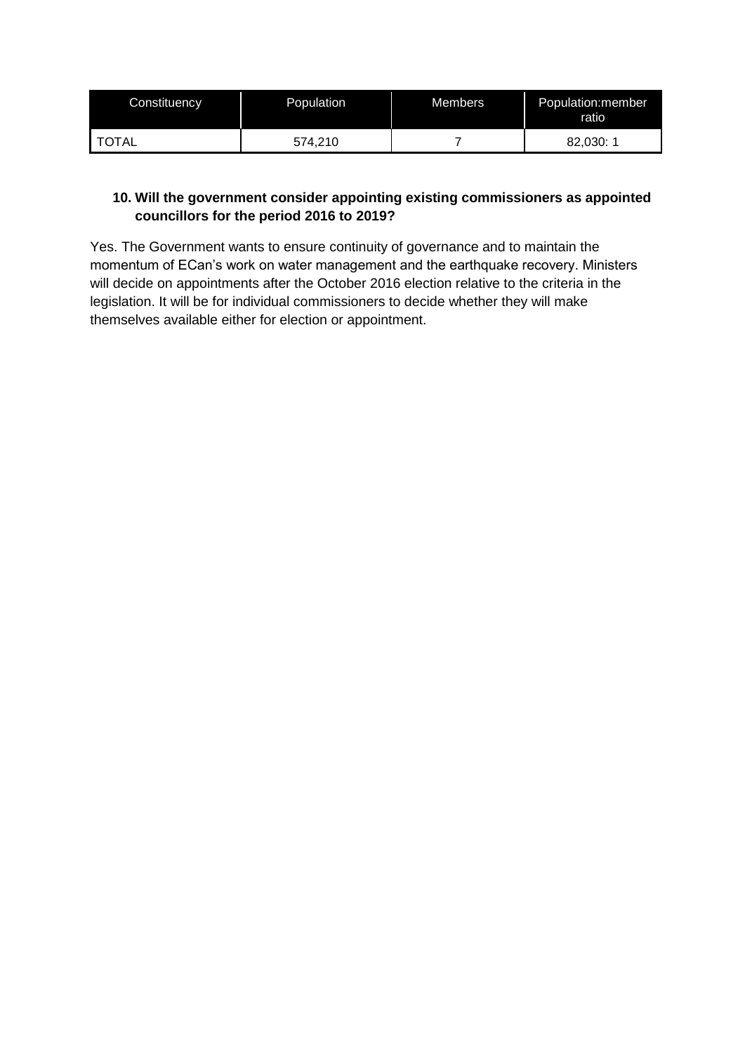| Constituency | Population | Members | Population:member ratio |
|---|---|---|---|
| TOTAL | 574,210 | 7 | 82,030: 1 |

**10. Will the government consider appointing existing commissioners as appointed councillors for the period 2016 to 2019?**

Yes. The Government wants to ensure continuity of governance and to maintain the momentum of ECan's work on water management and the earthquake recovery. Ministers will decide on appointments after the October 2016 election relative to the criteria in the legislation. It will be for individual commissioners to decide whether they will make themselves available either for election or appointment.